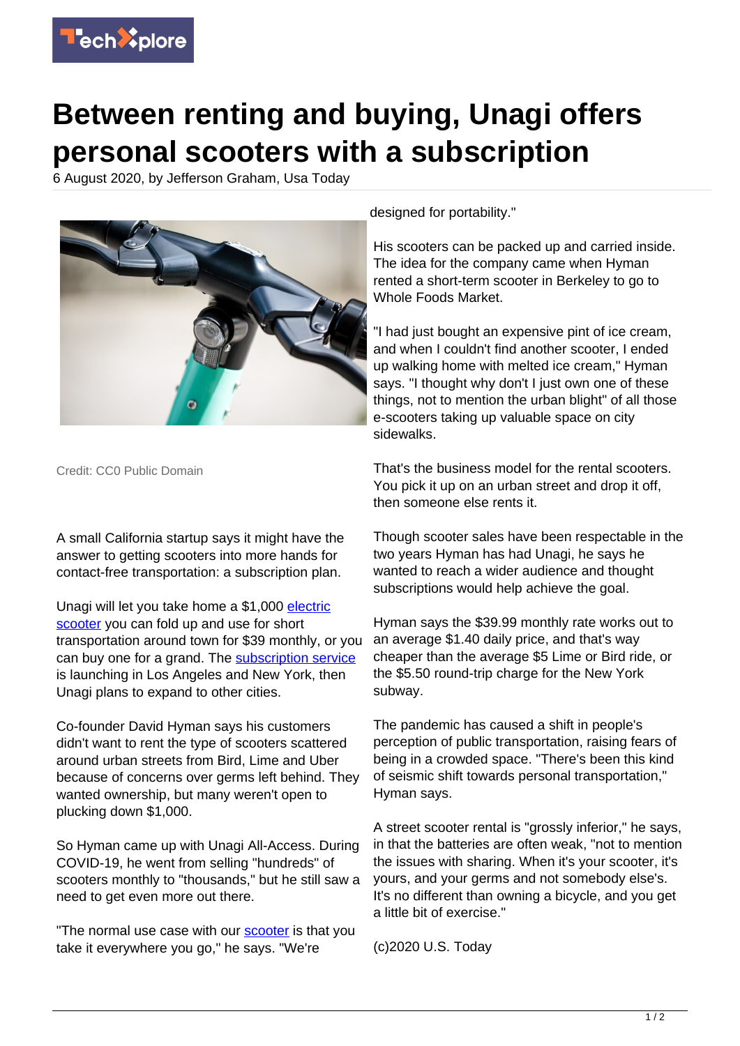# Between renting and buying, Unagi offers personal scooters with a subscription

6 August 2020, by Jefferson Graham, Usa Today

Credit: CC0 Public Domain

A small California startup says it might have the answer to getting scooters into more hands for contact-free transportation: a subscription plan.

Unagi will let you take home a $1,000 electric scooter you can fold up and use for short transportation around town for $39 monthly, or you can buy one for a grand. The subscription service is launching in Los Angeles and New York, then Unagi plans to expand to other cities.

Co-founder David Hyman says his customers didn't want to rent the type of scooters scattered around urban streets from Bird, Lime and Uber because of concerns over germs left behind. They wanted ownership, but many weren't open to plucking down $1,000.

So Hyman came up with Unagi All-Access. During COVID-19, he went from selling "hundreds" of scooters monthly to "thousands," but he still saw a need to get even more out there.

"The normal use case with our scooter is that you take it everywhere you go," he says. "We're designed for portability."

His scooters can be packed up and carried inside. The idea for the company came when Hyman rented a short-term scooter in Berkeley to go to Whole Foods Market.

"I had just bought an expensive pint of ice cream, and when I couldn't find another scooter, I ended up walking home with melted ice cream," Hyman says. "I thought why don't I just own one of these things, not to mention the urban blight" of all those e-scooters taking up valuable space on city sidewalks.

That's the business model for the rental scooters. You pick it up on an urban street and drop it off, then someone else rents it.

Though scooter sales have been respectable in the two years Hyman has had Unagi, he says he wanted to reach a wider audience and thought subscriptions would help achieve the goal.

Hyman says the $39.99 monthly rate works out to an average $1.40 daily price, and that's way cheaper than the average $5 Lime or Bird ride, or the $5.50 round-trip charge for the New York subway.

The pandemic has caused a shift in people's perception of public transportation, raising fears of being in a crowded space. "There's been this kind of seismic shift towards personal transportation," Hyman says.

A street scooter rental is "grossly inferior," he says, in that the batteries are often weak, "not to mention the issues with sharing. When it's your scooter, it's yours, and your germs and not somebody else's. It's no different than owning a bicycle, and you get a little bit of exercise."

(c)2020 U.S. Today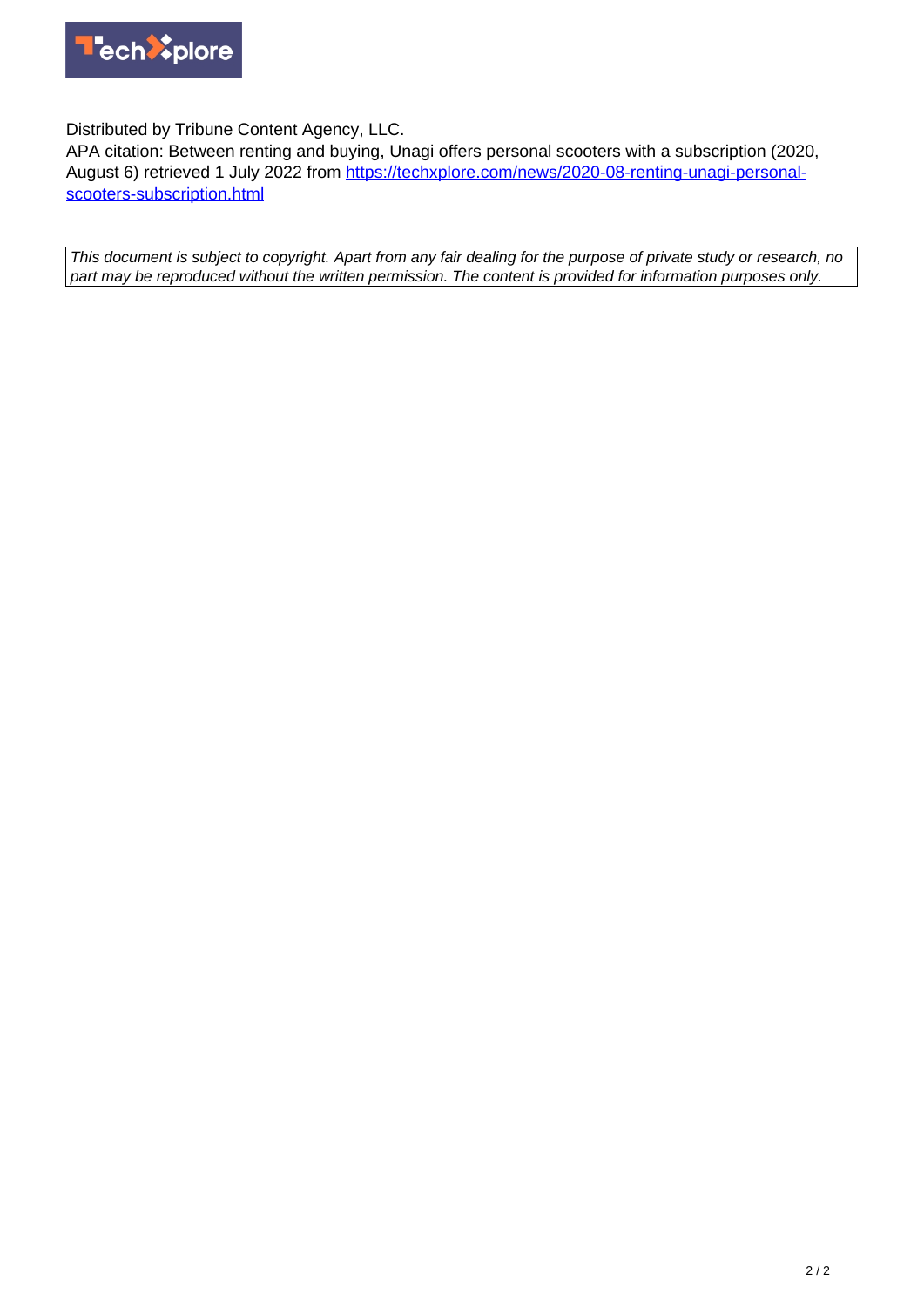Distributed by Tribune Content Agency, LLC.

APA citation: Between renting and buying, Unagi offers personal scooters with a subscription (2020, August 6) retrieved 1 July 2022 from https://techxplore.com/news/2020-08-renting-unagi-personal-scooters-subscription.html

*This document is subject to copyright. Apart from any fair dealing for the purpose of private study or research, no part may be reproduced without the written permission. The content is provided for information purposes only.*